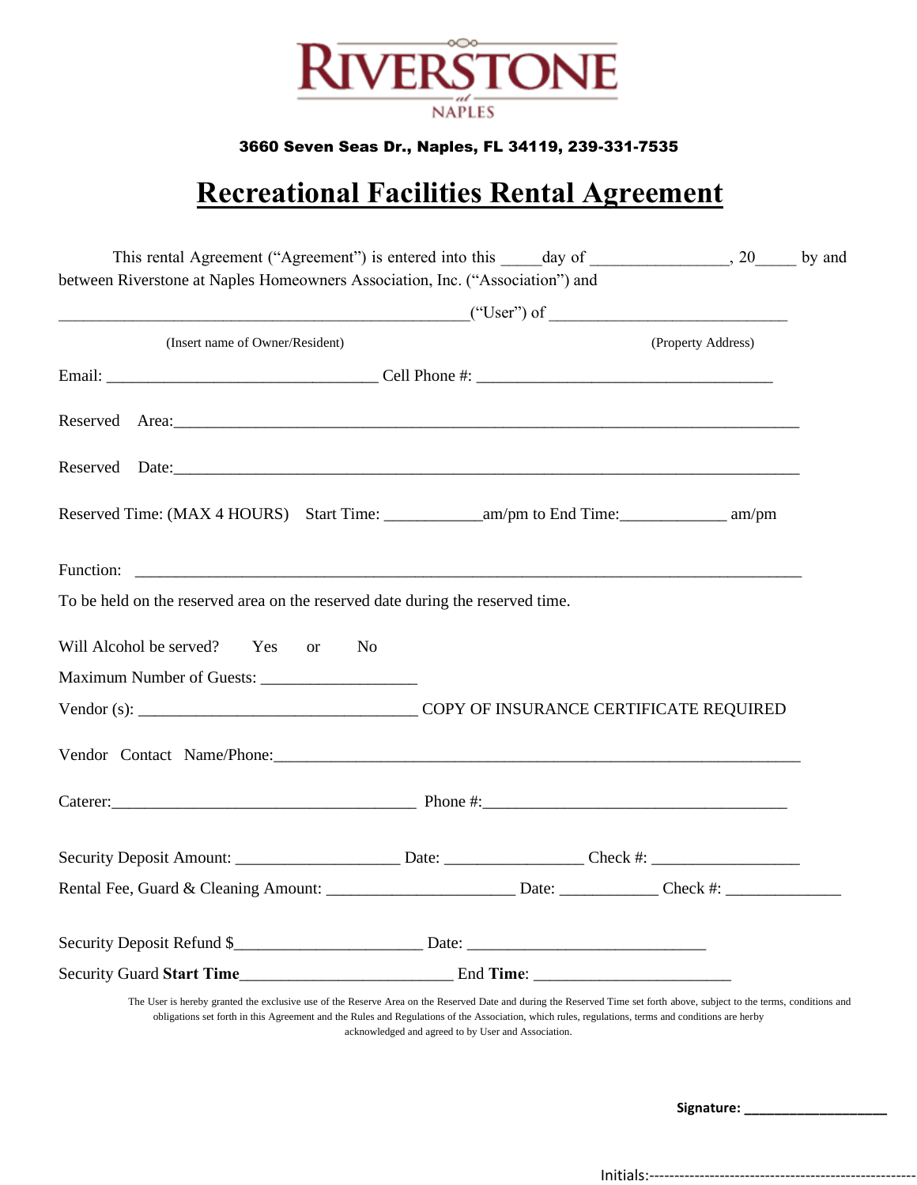**RIVERSTONE**
*at*
**NAPLES**

**3660 Seven Seas Dr., Naples, FL 34119, 239-331-7535**

# Recreational Facilities Rental Agreement

This rental Agreement ("Agreement") is entered into this _____day of ________________, 20_____ by and between Riverstone at Naples Homeowners Association, Inc. ("Association") and

__________________________________________________("User") of _____________________________

(Insert name of Owner/Resident) (Property Address)

Email: _________________________________ Cell Phone #: ___________________________________

Reserved Area:___________________________________________________________________________

Reserved Date:___________________________________________________________________________

Reserved Time: (MAX 4 HOURS) Start Time: ___________am/pm to End Time:____________ am/pm

Function: _______________________________________________________________________________

To be held on the reserved area on the reserved date during the reserved time.

Will Alcohol be served? Yes or No

Maximum Number of Guests: __________________

Vendor (s): _________________________________ COPY OF INSURANCE CERTIFICATE REQUIRED

Vendor Contact Name/Phone:_____________________________________________________________

Caterer:_____________________________________ Phone #:____________________________________

Security Deposit Amount: ___________________ Date: ________________ Check #: _________________

Rental Fee, Guard & Cleaning Amount: ______________________ Date: ____________ Check #: ______________

Security Deposit Refund $______________________ Date: ____________________________

Security Guard **Start Time**_________________________ End **Time**: _______________________

The User is hereby granted the exclusive use of the Reserve Area on the Reserved Date and during the Reserved Time set forth above, subject to the terms, conditions and obligations set forth in this Agreement and the Rules and Regulations of the Association, which rules, regulations, terms and conditions are herby acknowledged and agreed to by User and Association.

**Signature: ___________________**

Initials:----------------------------------------------------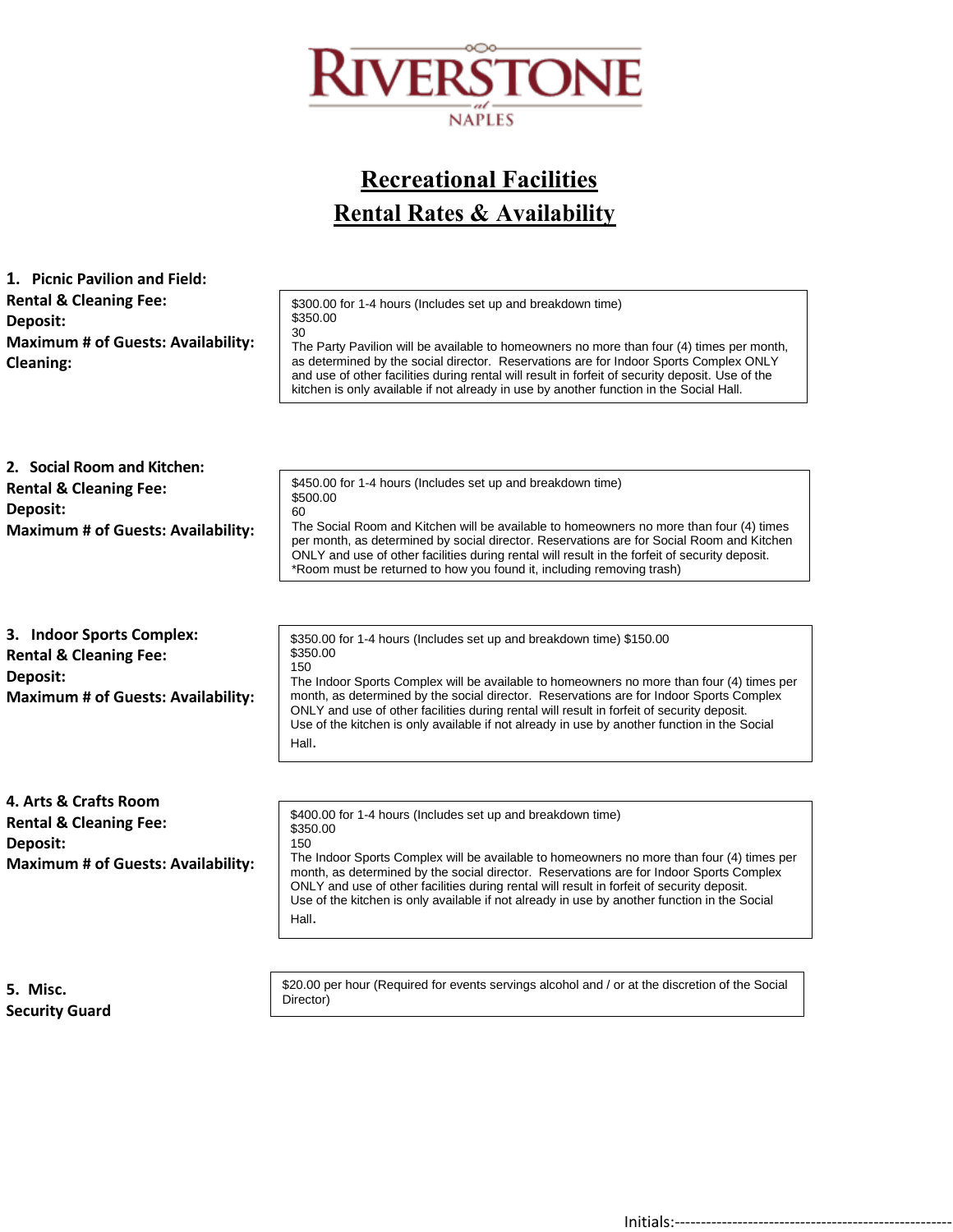# RIVERSTONE at NAPLES

## Recreational Facilities
## Rental Rates & Availability

**1. Picnic Pavilion and Field:**
**Rental & Cleaning Fee:**
**Deposit:**
**Maximum # of Guests: Availability:**
**Cleaning:**

$300.00 for 1-4 hours (Includes set up and breakdown time)
$350.00
30
The Party Pavilion will be available to homeowners no more than four (4) times per month, as determined by the social director. Reservations are for Indoor Sports Complex ONLY and use of other facilities during rental will result in forfeit of security deposit. Use of the kitchen is only available if not already in use by another function in the Social Hall.

**2. Social Room and Kitchen:**
**Rental & Cleaning Fee:**
**Deposit:**
**Maximum # of Guests: Availability:**

$450.00 for 1-4 hours (Includes set up and breakdown time)
$500.00
60
The Social Room and Kitchen will be available to homeowners no more than four (4) times per month, as determined by social director. Reservations are for Social Room and Kitchen ONLY and use of other facilities during rental will result in the forfeit of security deposit.
*Room must be returned to how you found it, including removing trash)

**3. Indoor Sports Complex:**
**Rental & Cleaning Fee:**
**Deposit:**
**Maximum # of Guests: Availability:**

$350.00 for 1-4 hours (Includes set up and breakdown time) $150.00
$350.00
150
The Indoor Sports Complex will be available to homeowners no more than four (4) times per month, as determined by the social director. Reservations are for Indoor Sports Complex ONLY and use of other facilities during rental will result in forfeit of security deposit.
Use of the kitchen is only available if not already in use by another function in the Social Hall.

**4. Arts & Crafts Room**
**Rental & Cleaning Fee:**
**Deposit:**
**Maximum # of Guests: Availability:**

$400.00 for 1-4 hours (Includes set up and breakdown time)
$350.00
150
The Indoor Sports Complex will be available to homeowners no more than four (4) times per month, as determined by the social director. Reservations are for Indoor Sports Complex ONLY and use of other facilities during rental will result in forfeit of security deposit.
Use of the kitchen is only available if not already in use by another function in the Social Hall.

**5. Misc.**
**Security Guard**

$20.00 per hour (Required for events servings alcohol and / or at the discretion of the Social Director)

Initials:-----------------------------------------------------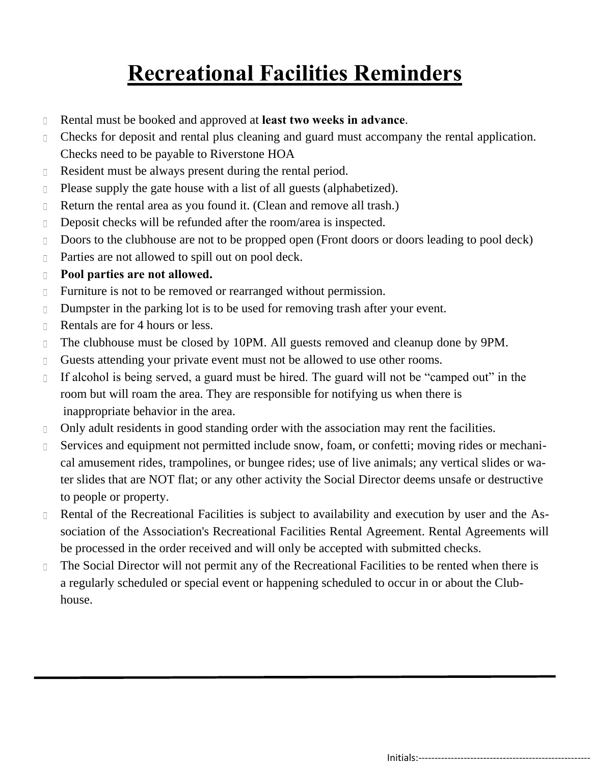# Recreational Facilities Reminders

- Rental must be booked and approved at **least two weeks in advance**.
- Checks for deposit and rental plus cleaning and guard must accompany the rental application. Checks need to be payable to Riverstone HOA
- Resident must be always present during the rental period.
- Please supply the gate house with a list of all guests (alphabetized).
- Return the rental area as you found it. (Clean and remove all trash.)
- Deposit checks will be refunded after the room/area is inspected.
- Doors to the clubhouse are not to be propped open (Front doors or doors leading to pool deck)
- Parties are not allowed to spill out on pool deck.
- **Pool parties are not allowed.**
- Furniture is not to be removed or rearranged without permission.
- Dumpster in the parking lot is to be used for removing trash after your event.
- Rentals are for 4 hours or less.
- The clubhouse must be closed by 10PM. All guests removed and cleanup done by 9PM.
- Guests attending your private event must not be allowed to use other rooms.
- If alcohol is being served, a guard must be hired. The guard will not be "camped out" in the room but will roam the area. They are responsible for notifying us when there is inappropriate behavior in the area.
- Only adult residents in good standing order with the association may rent the facilities.
- Services and equipment not permitted include snow, foam, or confetti; moving rides or mechanical amusement rides, trampolines, or bungee rides; use of live animals; any vertical slides or water slides that are NOT flat; or any other activity the Social Director deems unsafe or destructive to people or property.
- Rental of the Recreational Facilities is subject to availability and execution by user and the Association of the Association's Recreational Facilities Rental Agreement. Rental Agreements will be processed in the order received and will only be accepted with submitted checks.
- The Social Director will not permit any of the Recreational Facilities to be rented when there is a regularly scheduled or special event or happening scheduled to occur in or about the Clubhouse.

---

Initials:--------------------------------------------------------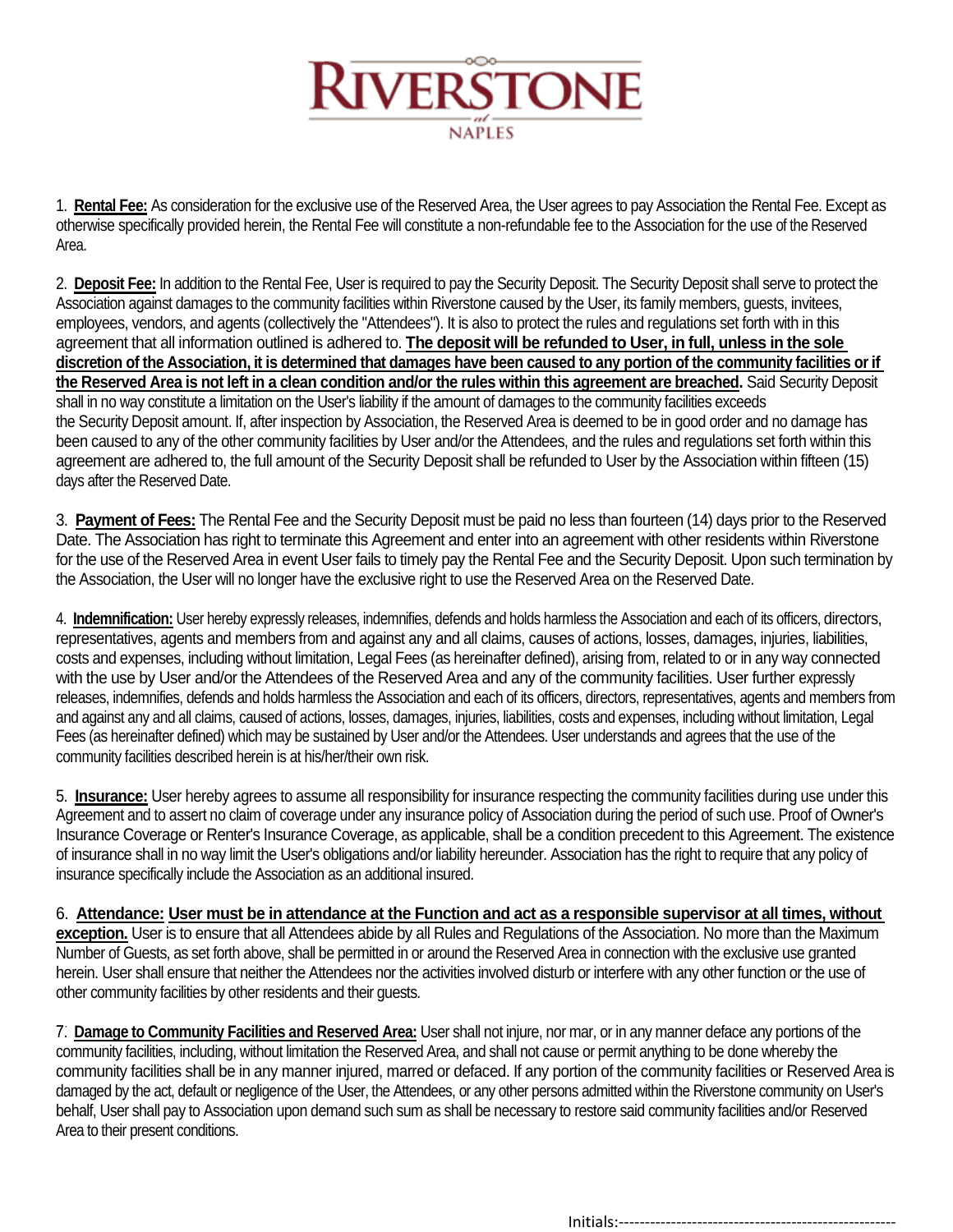1. **Rental Fee:** As consideration for the exclusive use of the Reserved Area, the User agrees to pay Association the Rental Fee. Except as otherwise specifically provided herein, the Rental Fee will constitute a non-refundable fee to the Association for the use of the Reserved Area.

2. **Deposit Fee:** In addition to the Rental Fee, User is required to pay the Security Deposit. The Security Deposit shall serve to protect the Association against damages to the community facilities within Riverstone caused by the User, its family members, guests, invitees, employees, vendors, and agents (collectively the "Attendees"). It is also to protect the rules and regulations set forth with in this agreement that all information outlined is adhered to. **The deposit will be refunded to User, in full, unless in the sole discretion of the Association, it is determined that damages have been caused to any portion of the community facilities or if the Reserved Area is not left in a clean condition and/or the rules within this agreement are breached.** Said Security Deposit shall in no way constitute a limitation on the User's liability if the amount of damages to the community facilities exceeds the Security Deposit amount. If, after inspection by Association, the Reserved Area is deemed to be in good order and no damage has been caused to any of the other community facilities by User and/or the Attendees, and the rules and regulations set forth within this agreement are adhered to, the full amount of the Security Deposit shall be refunded to User by the Association within fifteen (15) days after the Reserved Date.

3. **Payment of Fees:** The Rental Fee and the Security Deposit must be paid no less than fourteen (14) days prior to the Reserved Date. The Association has right to terminate this Agreement and enter into an agreement with other residents within Riverstone for the use of the Reserved Area in event User fails to timely pay the Rental Fee and the Security Deposit. Upon such termination by the Association, the User will no longer have the exclusive right to use the Reserved Area on the Reserved Date.

4. **Indemnification:** User hereby expressly releases, indemnifies, defends and holds harmless the Association and each of its officers, directors, representatives, agents and members from and against any and all claims, causes of actions, losses, damages, injuries, liabilities, costs and expenses, including without limitation, Legal Fees (as hereinafter defined), arising from, related to or in any way connected with the use by User and/or the Attendees of the Reserved Area and any of the community facilities. User further expressly releases, indemnifies, defends and holds harmless the Association and each of its officers, directors, representatives, agents and members from and against any and all claims, caused of actions, losses, damages, injuries, liabilities, costs and expenses, including without limitation, Legal Fees (as hereinafter defined) which may be sustained by User and/or the Attendees. User understands and agrees that the use of the community facilities described herein is at his/her/their own risk.

5. **Insurance:** User hereby agrees to assume all responsibility for insurance respecting the community facilities during use under this Agreement and to assert no claim of coverage under any insurance policy of Association during the period of such use. Proof of Owner's Insurance Coverage or Renter's Insurance Coverage, as applicable, shall be a condition precedent to this Agreement. The existence of insurance shall in no way limit the User's obligations and/or liability hereunder. Association has the right to require that any policy of insurance specifically include the Association as an additional insured.

6. **Attendance: User must be in attendance at the Function and act as a responsible supervisor at all times, without exception.** User is to ensure that all Attendees abide by all Rules and Regulations of the Association. No more than the Maximum Number of Guests, as set forth above, shall be permitted in or around the Reserved Area in connection with the exclusive use granted herein. User shall ensure that neither the Attendees nor the activities involved disturb or interfere with any other function or the use of other community facilities by other residents and their guests.

7. **Damage to Community Facilities and Reserved Area:** User shall not injure, nor mar, or in any manner deface any portions of the community facilities, including, without limitation the Reserved Area, and shall not cause or permit anything to be done whereby the community facilities shall be in any manner injured, marred or defaced. If any portion of the community facilities or Reserved Area is damaged by the act, default or negligence of the User, the Attendees, or any other persons admitted within the Riverstone community on User's behalf, User shall pay to Association upon demand such sum as shall be necessary to restore said community facilities and/or Reserved Area to their present conditions.

Initials:-----------------------------------------------------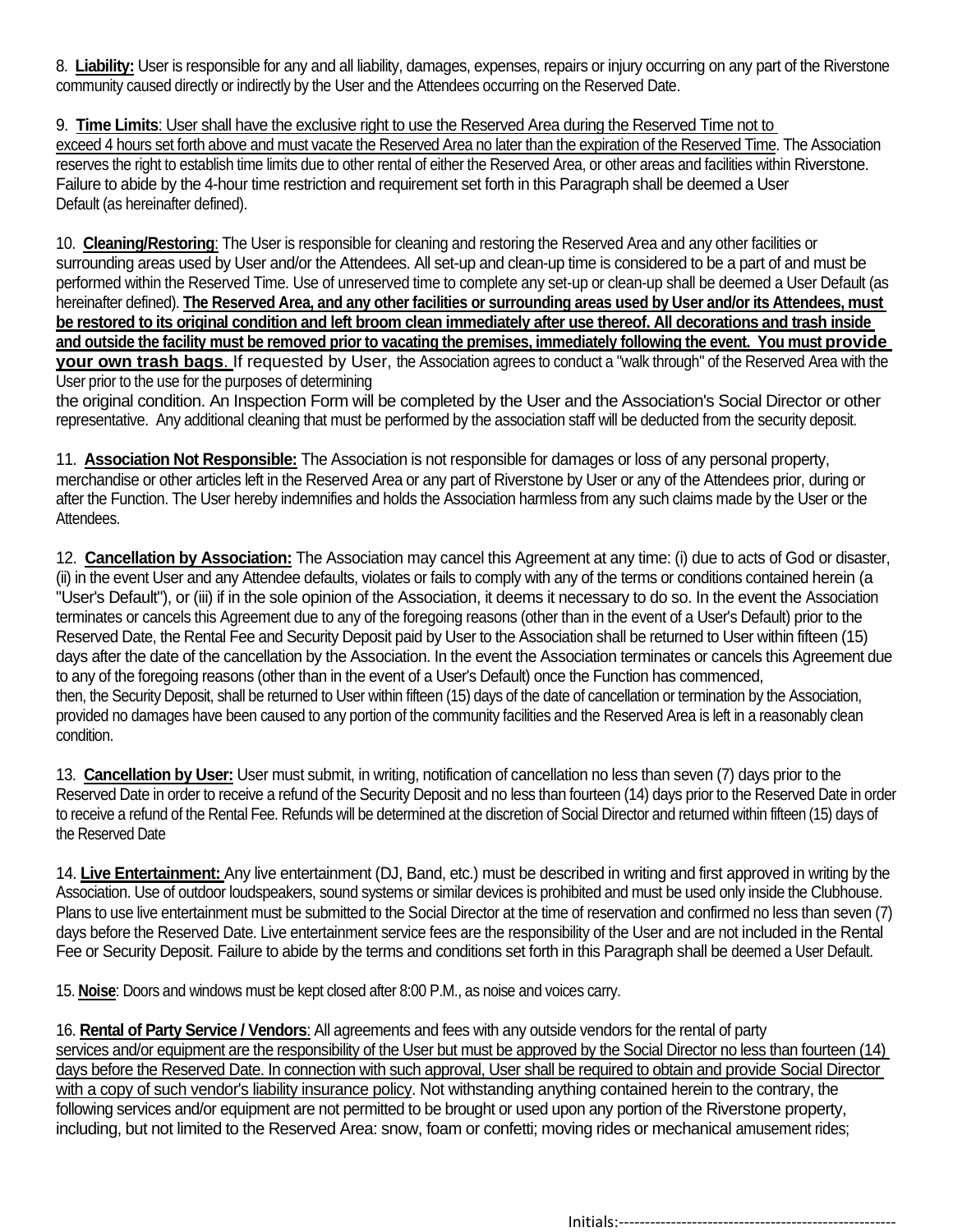8. **Liability:** User is responsible for any and all liability, damages, expenses, repairs or injury occurring on any part of the Riverstone community caused directly or indirectly by the User and the Attendees occurring on the Reserved Date.

9. **Time Limits**: User shall have the exclusive right to use the Reserved Area during the Reserved Time not to exceed 4 hours set forth above and must vacate the Reserved Area no later than the expiration of the Reserved Time. The Association reserves the right to establish time limits due to other rental of either the Reserved Area, or other areas and facilities within Riverstone. Failure to abide by the 4-hour time restriction and requirement set forth in this Paragraph shall be deemed a User Default (as hereinafter defined).

10. **Cleaning/Restoring**: The User is responsible for cleaning and restoring the Reserved Area and any other facilities or surrounding areas used by User and/or the Attendees. All set-up and clean-up time is considered to be a part of and must be performed within the Reserved Time. Use of unreserved time to complete any set-up or clean-up shall be deemed a User Default (as hereinafter defined). **The Reserved Area, and any other facilities or surrounding areas used by User and/or its Attendees, must be restored to its original condition and left broom clean immediately after use thereof. All decorations and trash inside and outside the facility must be removed prior to vacating the premises, immediately following the event. You must provide your own trash bags**. If requested by User, the Association agrees to conduct a "walk through" of the Reserved Area with the User prior to the use for the purposes of determining the original condition. An Inspection Form will be completed by the User and the Association's Social Director or other representative. Any additional cleaning that must be performed by the association staff will be deducted from the security deposit.

11. **Association Not Responsible:** The Association is not responsible for damages or loss of any personal property, merchandise or other articles left in the Reserved Area or any part of Riverstone by User or any of the Attendees prior, during or after the Function. The User hereby indemnifies and holds the Association harmless from any such claims made by the User or the Attendees.

12. **Cancellation by Association:** The Association may cancel this Agreement at any time: (i) due to acts of God or disaster, (ii) in the event User and any Attendee defaults, violates or fails to comply with any of the terms or conditions contained herein (a "User's Default"), or (iii) if in the sole opinion of the Association, it deems it necessary to do so. In the event the Association terminates or cancels this Agreement due to any of the foregoing reasons (other than in the event of a User's Default) prior to the Reserved Date, the Rental Fee and Security Deposit paid by User to the Association shall be returned to User within fifteen (15) days after the date of the cancellation by the Association. In the event the Association terminates or cancels this Agreement due to any of the foregoing reasons (other than in the event of a User's Default) once the Function has commenced, then, the Security Deposit, shall be returned to User within fifteen (15) days of the date of cancellation or termination by the Association, provided no damages have been caused to any portion of the community facilities and the Reserved Area is left in a reasonably clean condition.

13. **Cancellation by User:** User must submit, in writing, notification of cancellation no less than seven (7) days prior to the Reserved Date in order to receive a refund of the Security Deposit and no less than fourteen (14) days prior to the Reserved Date in order to receive a refund of the Rental Fee. Refunds will be determined at the discretion of Social Director and returned within fifteen (15) days of the Reserved Date

14. **Live Entertainment:** Any live entertainment (DJ, Band, etc.) must be described in writing and first approved in writing by the Association. Use of outdoor loudspeakers, sound systems or similar devices is prohibited and must be used only inside the Clubhouse. Plans to use live entertainment must be submitted to the Social Director at the time of reservation and confirmed no less than seven (7) days before the Reserved Date. Live entertainment service fees are the responsibility of the User and are not included in the Rental Fee or Security Deposit. Failure to abide by the terms and conditions set forth in this Paragraph shall be deemed a User Default.

15. **Noise**: Doors and windows must be kept closed after 8:00 P.M., as noise and voices carry.

16. **Rental of Party Service / Vendors**: All agreements and fees with any outside vendors for the rental of party services and/or equipment are the responsibility of the User but must be approved by the Social Director no less than fourteen (14) days before the Reserved Date. In connection with such approval, User shall be required to obtain and provide Social Director with a copy of such vendor's liability insurance policy. Not withstanding anything contained herein to the contrary, the following services and/or equipment are not permitted to be brought or used upon any portion of the Riverstone property, including, but not limited to the Reserved Area: snow, foam or confetti; moving rides or mechanical amusement rides;

Initials:-----------------------------------------------------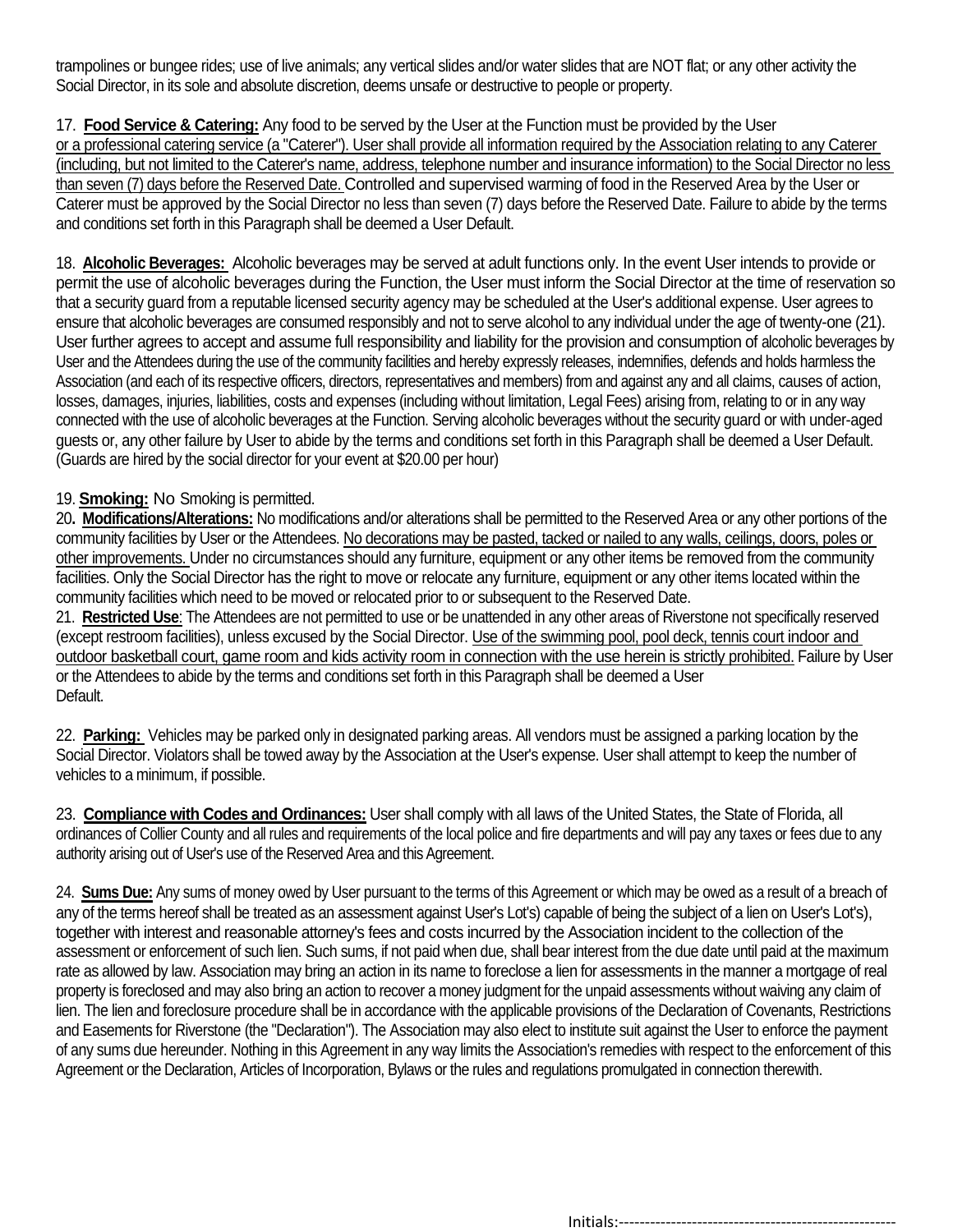trampolines or bungee rides; use of live animals; any vertical slides and/or water slides that are NOT flat; or any other activity the Social Director, in its sole and absolute discretion, deems unsafe or destructive to people or property.

17. **Food Service & Catering:** Any food to be served by the User at the Function must be provided by the User or a professional catering service (a "Caterer"). User shall provide all information required by the Association relating to any Caterer (including, but not limited to the Caterer's name, address, telephone number and insurance information) to the Social Director no less than seven (7) days before the Reserved Date. Controlled and supervised warming of food in the Reserved Area by the User or Caterer must be approved by the Social Director no less than seven (7) days before the Reserved Date. Failure to abide by the terms and conditions set forth in this Paragraph shall be deemed a User Default.

18. **Alcoholic Beverages:** Alcoholic beverages may be served at adult functions only. In the event User intends to provide or permit the use of alcoholic beverages during the Function, the User must inform the Social Director at the time of reservation so that a security guard from a reputable licensed security agency may be scheduled at the User's additional expense. User agrees to ensure that alcoholic beverages are consumed responsibly and not to serve alcohol to any individual under the age of twenty-one (21). User further agrees to accept and assume full responsibility and liability for the provision and consumption of alcoholic beverages by User and the Attendees during the use of the community facilities and hereby expressly releases, indemnifies, defends and holds harmless the Association (and each of its respective officers, directors, representatives and members) from and against any and all claims, causes of action, losses, damages, injuries, liabilities, costs and expenses (including without limitation, Legal Fees) arising from, relating to or in any way connected with the use of alcoholic beverages at the Function. Serving alcoholic beverages without the security guard or with under-aged guests or, any other failure by User to abide by the terms and conditions set forth in this Paragraph shall be deemed a User Default. (Guards are hired by the social director for your event at $20.00 per hour)

19. **Smoking:** No Smoking is permitted.

20. **Modifications/Alterations:** No modifications and/or alterations shall be permitted to the Reserved Area or any other portions of the community facilities by User or the Attendees. No decorations may be pasted, tacked or nailed to any walls, ceilings, doors, poles or other improvements. Under no circumstances should any furniture, equipment or any other items be removed from the community facilities. Only the Social Director has the right to move or relocate any furniture, equipment or any other items located within the community facilities which need to be moved or relocated prior to or subsequent to the Reserved Date.

21. **Restricted Use**: The Attendees are not permitted to use or be unattended in any other areas of Riverstone not specifically reserved (except restroom facilities), unless excused by the Social Director. Use of the swimming pool, pool deck, tennis court indoor and outdoor basketball court, game room and kids activity room in connection with the use herein is strictly prohibited. Failure by User or the Attendees to abide by the terms and conditions set forth in this Paragraph shall be deemed a User Default.

22. **Parking:** Vehicles may be parked only in designated parking areas. All vendors must be assigned a parking location by the Social Director. Violators shall be towed away by the Association at the User's expense. User shall attempt to keep the number of vehicles to a minimum, if possible.

23. **Compliance with Codes and Ordinances:** User shall comply with all laws of the United States, the State of Florida, all ordinances of Collier County and all rules and requirements of the local police and fire departments and will pay any taxes or fees due to any authority arising out of User's use of the Reserved Area and this Agreement.

24. **Sums Due:** Any sums of money owed by User pursuant to the terms of this Agreement or which may be owed as a result of a breach of any of the terms hereof shall be treated as an assessment against User's Lot's) capable of being the subject of a lien on User's Lot's), together with interest and reasonable attorney's fees and costs incurred by the Association incident to the collection of the assessment or enforcement of such lien. Such sums, if not paid when due, shall bear interest from the due date until paid at the maximum rate as allowed by law. Association may bring an action in its name to foreclose a lien for assessments in the manner a mortgage of real property is foreclosed and may also bring an action to recover a money judgment for the unpaid assessments without waiving any claim of lien. The lien and foreclosure procedure shall be in accordance with the applicable provisions of the Declaration of Covenants, Restrictions and Easements for Riverstone (the "Declaration"). The Association may also elect to institute suit against the User to enforce the payment of any sums due hereunder. Nothing in this Agreement in any way limits the Association's remedies with respect to the enforcement of this Agreement or the Declaration, Articles of Incorporation, Bylaws or the rules and regulations promulgated in connection therewith.

Initials:-----------------------------------------------------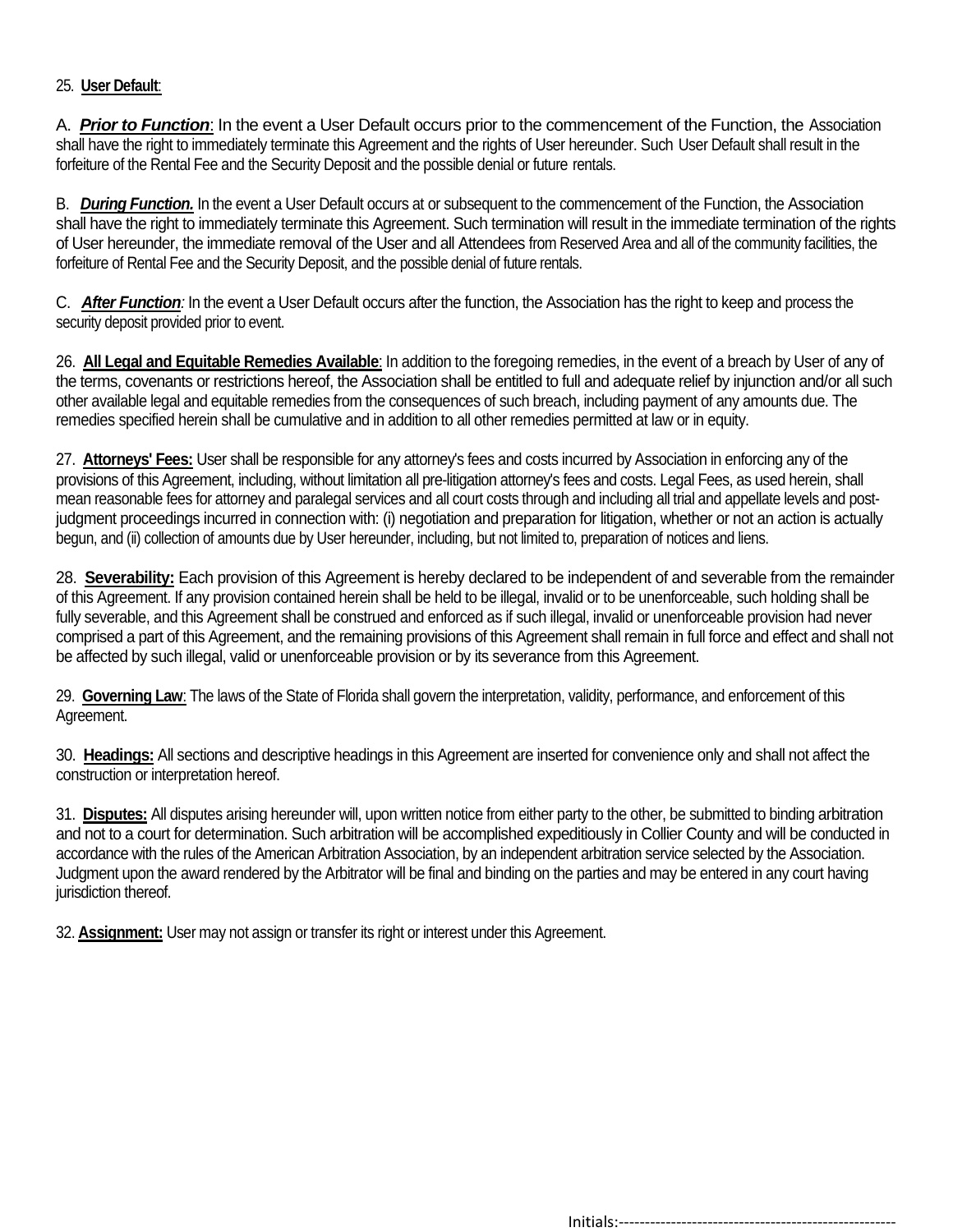25. **User Default**:

A. ***Prior to Function***: In the event a User Default occurs prior to the commencement of the Function, the Association shall have the right to immediately terminate this Agreement and the rights of User hereunder. Such User Default shall result in the forfeiture of the Rental Fee and the Security Deposit and the possible denial or future rentals.

B. ***During Function.*** In the event a User Default occurs at or subsequent to the commencement of the Function, the Association shall have the right to immediately terminate this Agreement. Such termination will result in the immediate termination of the rights of User hereunder, the immediate removal of the User and all Attendees from Reserved Area and all of the community facilities, the forfeiture of Rental Fee and the Security Deposit, and the possible denial of future rentals.

C. ***After Function****:* In the event a User Default occurs after the function, the Association has the right to keep and process the security deposit provided prior to event.

26. **All Legal and Equitable Remedies Available**: In addition to the foregoing remedies, in the event of a breach by User of any of the terms, covenants or restrictions hereof, the Association shall be entitled to full and adequate relief by injunction and/or all such other available legal and equitable remedies from the consequences of such breach, including payment of any amounts due. The remedies specified herein shall be cumulative and in addition to all other remedies permitted at law or in equity.

27. **Attorneys' Fees:** User shall be responsible for any attorney's fees and costs incurred by Association in enforcing any of the provisions of this Agreement, including, without limitation all pre-litigation attorney's fees and costs. Legal Fees, as used herein, shall mean reasonable fees for attorney and paralegal services and all court costs through and including all trial and appellate levels and post-judgment proceedings incurred in connection with: (i) negotiation and preparation for litigation, whether or not an action is actually begun, and (ii) collection of amounts due by User hereunder, including, but not limited to, preparation of notices and liens.

28. **Severability:** Each provision of this Agreement is hereby declared to be independent of and severable from the remainder of this Agreement. If any provision contained herein shall be held to be illegal, invalid or to be unenforceable, such holding shall be fully severable, and this Agreement shall be construed and enforced as if such illegal, invalid or unenforceable provision had never comprised a part of this Agreement, and the remaining provisions of this Agreement shall remain in full force and effect and shall not be affected by such illegal, valid or unenforceable provision or by its severance from this Agreement.

29. **Governing Law**: The laws of the State of Florida shall govern the interpretation, validity, performance, and enforcement of this Agreement.

30. **Headings:** All sections and descriptive headings in this Agreement are inserted for convenience only and shall not affect the construction or interpretation hereof.

31. **Disputes:** All disputes arising hereunder will, upon written notice from either party to the other, be submitted to binding arbitration and not to a court for determination. Such arbitration will be accomplished expeditiously in Collier County and will be conducted in accordance with the rules of the American Arbitration Association, by an independent arbitration service selected by the Association. Judgment upon the award rendered by the Arbitrator will be final and binding on the parties and may be entered in any court having jurisdiction thereof.

32. **Assignment:** User may not assign or transfer its right or interest under this Agreement.

Initials:-----------------------------------------------------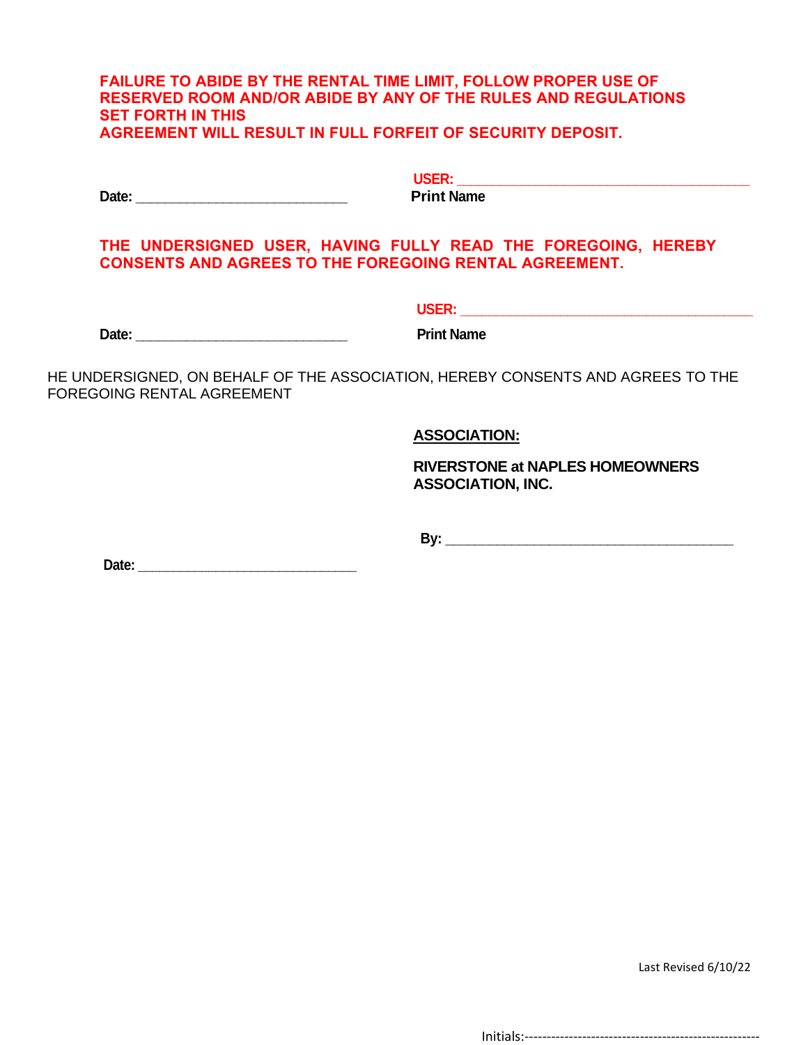**FAILURE TO ABIDE BY THE RENTAL TIME LIMIT, FOLLOW PROPER USE OF RESERVED ROOM AND/OR ABIDE BY ANY OF THE RULES AND REGULATIONS SET FORTH IN THIS AGREEMENT WILL RESULT IN FULL FORFEIT OF SECURITY DEPOSIT.**

**USER:** ______________________________________

**Date:** ___________________________ **Print Name**

**THE UNDERSIGNED USER, HAVING FULLY READ THE FOREGOING, HEREBY CONSENTS AND AGREES TO THE FOREGOING RENTAL AGREEMENT.**

**USER:** ______________________________________

**Date:** ___________________________ **Print Name**

HE UNDERSIGNED, ON BEHALF OF THE ASSOCIATION, HEREBY CONSENTS AND AGREES TO THE FOREGOING RENTAL AGREEMENT

**ASSOCIATION:**

**RIVERSTONE at NAPLES HOMEOWNERS ASSOCIATION, INC.**

**By:** ______________________________________

**Date:** ___________________________

Last Revised 6/10/22

Initials:-----------------------------------------------------